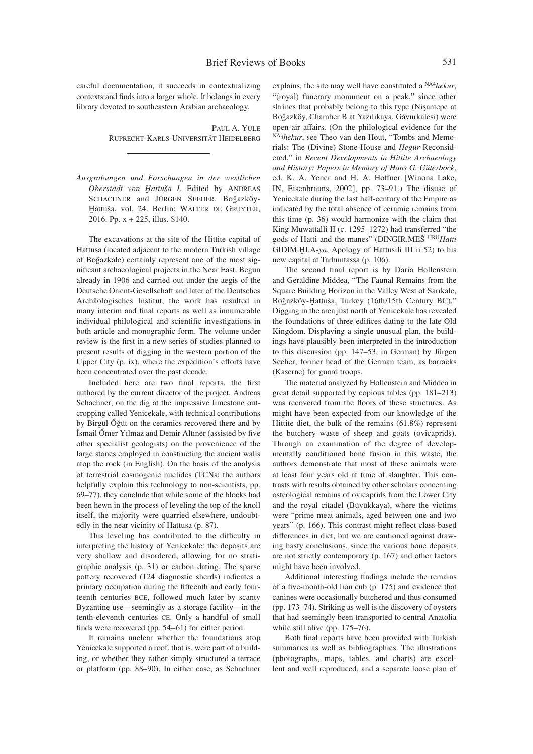careful documentation, it succeeds in contextualizing contexts and finds into a larger whole. It belongs in every library devoted to southeastern Arabian archaeology.

PAUL A. YULE
RUPRECHT-KARLS-UNIVERSITÄT HEIDELBERG

---

*Ausgrabungen und Forschungen in der westlichen Oberstadt von Ḫattuša I.* Edited by ANDREAS SCHACHNER and JÜRGEN SEEHER. Boğazköy-Ḫattuša, vol. 24. Berlin: WALTER DE GRUYTER, 2016. Pp. x + 225, illus. $140.

The excavations at the site of the Hittite capital of Hattusa (located adjacent to the modern Turkish village of Boğazkale) certainly represent one of the most significant archaeological projects in the Near East. Begun already in 1906 and carried out under the aegis of the Deutsche Orient-Gesellschaft and later of the Deutsches Archäologisches Institut, the work has resulted in many interim and final reports as well as innumerable individual philological and scientific investigations in both article and monographic form. The volume under review is the first in a new series of studies planned to present results of digging in the western portion of the Upper City (p. ix), where the expedition's efforts have been concentrated over the past decade.

Included here are two final reports, the first authored by the current director of the project, Andreas Schachner, on the dig at the impressive limestone outcropping called Yenicekale, with technical contributions by Birgül Őğüt on the ceramics recovered there and by İsmail Őmer Yılmaz and Demir Altıner (assisted by five other specialist geologists) on the provenience of the large stones employed in constructing the ancient walls atop the rock (in English). On the basis of the analysis of terrestrial cosmogenic nuclides (TCNs; the authors helpfully explain this technology to non-scientists, pp. 69–77), they conclude that while some of the blocks had been hewn in the process of leveling the top of the knoll itself, the majority were quarried elsewhere, undoubtedly in the near vicinity of Hattusa (p. 87).

This leveling has contributed to the difficulty in interpreting the history of Yenicekale: the deposits are very shallow and disordered, allowing for no stratigraphic analysis (p. 31) or carbon dating. The sparse pottery recovered (124 diagnostic sherds) indicates a primary occupation during the fifteenth and early fourteenth centuries BCE, followed much later by scanty Byzantine use—seemingly as a storage facility—in the tenth-eleventh centuries CE. Only a handful of small finds were recovered (pp. 54–61) for either period.

It remains unclear whether the foundations atop Yenicekale supported a roof, that is, were part of a building, or whether they rather simply structured a terrace or platform (pp. 88–90). In either case, as Schachner explains, the site may well have constituted a $^{NA4}$*hekur*, "(royal) funerary monument on a peak," since other shrines that probably belong to this type (Nişantepe at Boğazköy, Chamber B at Yazılıkaya, Gâvurkalesi) were open-air affairs. (On the philological evidence for the $^{NA4}$*hekur*, see Theo van den Hout, "Tombs and Memorials: The (Divine) Stone-House and *Ḫegur* Reconsidered," in *Recent Developments in Hittite Archaeology and History: Papers in Memory of Hans G. Güterbock*, ed. K. A. Yener and H. A. Hoffner [Winona Lake, IN, Eisenbrauns, 2002], pp. 73–91.) The disuse of Yenicekale during the last half-century of the Empire as indicated by the total absence of ceramic remains from this time (p. 36) would harmonize with the claim that King Muwattalli II (c. 1295–1272) had transferred "the gods of Hatti and the manes" (DINGIR.MEŠ $^{URU}$*Hatti* GIDIM.ḪI.A-*ya*, Apology of Hattusili III ii 52) to his new capital at Tarhuntassa (p. 106).

The second final report is by Daria Hollenstein and Geraldine Middea, "The Faunal Remains from the Square Building Horizon in the Valley West of Sarıkale, Boğazköy-Ḫattuša, Turkey (16th/15th Century BC)." Digging in the area just north of Yenicekale has revealed the foundations of three edifices dating to the late Old Kingdom. Displaying a single unusual plan, the buildings have plausibly been interpreted in the introduction to this discussion (pp. 147–53, in German) by Jürgen Seeher, former head of the German team, as barracks (Kaserne) for guard troops.

The material analyzed by Hollenstein and Middea in great detail supported by copious tables (pp. 181–213) was recovered from the floors of these structures. As might have been expected from our knowledge of the Hittite diet, the bulk of the remains (61.8%) represent the butchery waste of sheep and goats (ovicaprids). Through an examination of the degree of developmentally conditioned bone fusion in this waste, the authors demonstrate that most of these animals were at least four years old at time of slaughter. This contrasts with results obtained by other scholars concerning osteological remains of ovicaprids from the Lower City and the royal citadel (Büyükkaya), where the victims were "prime meat animals, aged between one and two years" (p. 166). This contrast might reflect class-based differences in diet, but we are cautioned against drawing hasty conclusions, since the various bone deposits are not strictly contemporary (p. 167) and other factors might have been involved.

Additional interesting findings include the remains of a five-month-old lion cub (p. 175) and evidence that canines were occasionally butchered and thus consumed (pp. 173–74). Striking as well is the discovery of oysters that had seemingly been transported to central Anatolia while still alive (pp. 175–76).

Both final reports have been provided with Turkish summaries as well as bibliographies. The illustrations (photographs, maps, tables, and charts) are excellent and well reproduced, and a separate loose plan of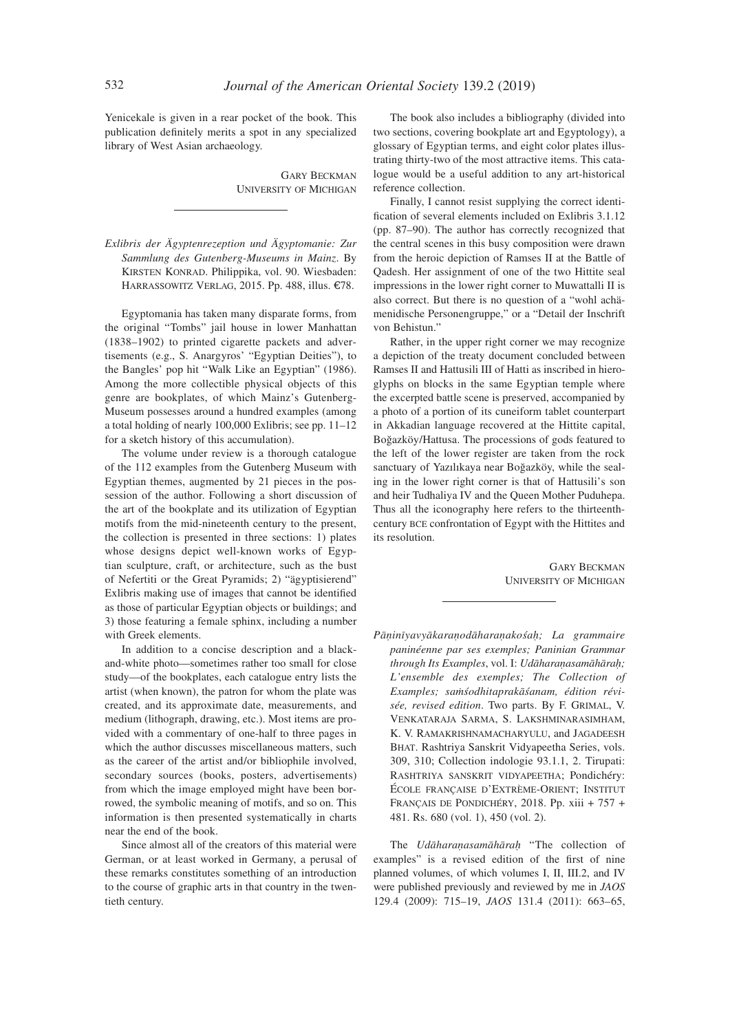Yenicekale is given in a rear pocket of the book. This publication definitely merits a spot in any specialized library of West Asian archaeology.

GARY BECKMAN
UNIVERSITY OF MICHIGAN

---

*Exlibris der Ägyptenrezeption und Ägyptomanie: Zur Sammlung des Gutenberg-Museums in Mainz.* By KIRSTEN KONRAD. Philippika, vol. 90. Wiesbaden: HARRASSOWITZ VERLAG, 2015. Pp. 488, illus. €78.

Egyptomania has taken many disparate forms, from the original "Tombs" jail house in lower Manhattan (1838–1902) to printed cigarette packets and advertisements (e.g., S. Anargyros' "Egyptian Deities"), to the Bangles' pop hit "Walk Like an Egyptian" (1986). Among the more collectible physical objects of this genre are bookplates, of which Mainz's Gutenberg-Museum possesses around a hundred examples (among a total holding of nearly 100,000 Exlibris; see pp. 11–12 for a sketch history of this accumulation).

The volume under review is a thorough catalogue of the 112 examples from the Gutenberg Museum with Egyptian themes, augmented by 21 pieces in the possession of the author. Following a short discussion of the art of the bookplate and its utilization of Egyptian motifs from the mid-nineteenth century to the present, the collection is presented in three sections: 1) plates whose designs depict well-known works of Egyptian sculpture, craft, or architecture, such as the bust of Nefertiti or the Great Pyramids; 2) "ägyptisierend" Exlibris making use of images that cannot be identified as those of particular Egyptian objects or buildings; and 3) those featuring a female sphinx, including a number with Greek elements.

In addition to a concise description and a black-and-white photo—sometimes rather too small for close study—of the bookplates, each catalogue entry lists the artist (when known), the patron for whom the plate was created, and its approximate date, measurements, and medium (lithograph, drawing, etc.). Most items are provided with a commentary of one-half to three pages in which the author discusses miscellaneous matters, such as the career of the artist and/or bibliophile involved, secondary sources (books, posters, advertisements) from which the image employed might have been borrowed, the symbolic meaning of motifs, and so on. This information is then presented systematically in charts near the end of the book.

Since almost all of the creators of this material were German, or at least worked in Germany, a perusal of these remarks constitutes something of an introduction to the course of graphic arts in that country in the twentieth century.

The book also includes a bibliography (divided into two sections, covering bookplate art and Egyptology), a glossary of Egyptian terms, and eight color plates illustrating thirty-two of the most attractive items. This catalogue would be a useful addition to any art-historical reference collection.

Finally, I cannot resist supplying the correct identification of several elements included on Exlibris 3.1.12 (pp. 87–90). The author has correctly recognized that the central scenes in this busy composition were drawn from the heroic depiction of Ramses II at the Battle of Qadesh. Her assignment of one of the two Hittite seal impressions in the lower right corner to Muwattalli II is also correct. But there is no question of a "wohl achämenidische Personengruppe," or a "Detail der Inschrift von Behistun."

Rather, in the upper right corner we may recognize a depiction of the treaty document concluded between Ramses II and Hattusili III of Hatti as inscribed in hieroglyphs on blocks in the same Egyptian temple where the excerpted battle scene is preserved, accompanied by a photo of a portion of its cuneiform tablet counterpart in Akkadian language recovered at the Hittite capital, Boğazköy/Hattusa. The processions of gods featured to the left of the lower register are taken from the rock sanctuary of Yazılıkaya near Boğazköy, while the sealing in the lower right corner is that of Hattusili's son and heir Tudhaliya IV and the Queen Mother Puduhepa. Thus all the iconography here refers to the thirteenth-century BCE confrontation of Egypt with the Hittites and its resolution.

GARY BECKMAN
UNIVERSITY OF MICHIGAN

---

*Pāṇinīyavyākaraṇodāharaṇakośaḥ; La grammaire paninéenne par ses exemples; Paninian Grammar through Its Examples*, vol. I: *Udāharaṇasamāhāraḥ; L'ensemble des exemples; The Collection of Examples; saṁśodhitaprakāśanam, édition révisée, revised edition*. Two parts. By F. GRIMAL, V. VENKATARAJA SARMA, S. LAKSHMINARASIMHAM, K. V. RAMAKRISHNAMACHARYULU, and JAGADEESH BHAT. Rashtriya Sanskrit Vidyapeetha Series, vols. 309, 310; Collection indologie 93.1.1, 2. Tirupati: RASHTRIYA SANSKRIT VIDYAPEETHA; Pondichéry: ÉCOLE FRANÇAISE D'EXTRÈME-ORIENT; INSTITUT FRANÇAIS DE PONDICHÉRY, 2018. Pp. xiii + 757 + 481. Rs. 680 (vol. 1), 450 (vol. 2).

The *Udāharaṇasamāhāraḥ* "The collection of examples" is a revised edition of the first of nine planned volumes, of which volumes I, II, III.2, and IV were published previously and reviewed by me in *JAOS* 129.4 (2009): 715–19, *JAOS* 131.4 (2011): 663–65,